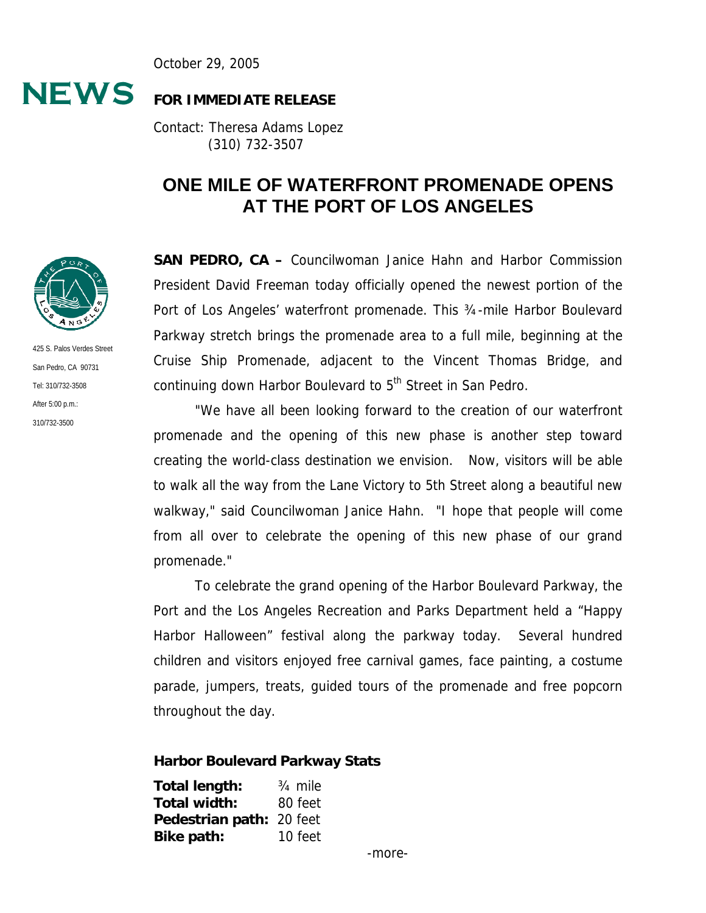October 29, 2005

NEWS

**FOR IMMEDIATE RELEASE**

Contact: Theresa Adams Lopez
(310) 732-3507

# ONE MILE OF WATERFRONT PROMENADE OPENS AT THE PORT OF LOS ANGELES

425 S. Palos Verdes Street
San Pedro, CA 90731
Tel: 310/732-3508
After 5:00 p.m.:
310/732-3500

**SAN PEDRO, CA –** Councilwoman Janice Hahn and Harbor Commission President David Freeman today officially opened the newest portion of the Port of Los Angeles' waterfront promenade. This ¾-mile Harbor Boulevard Parkway stretch brings the promenade area to a full mile, beginning at the Cruise Ship Promenade, adjacent to the Vincent Thomas Bridge, and continuing down Harbor Boulevard to 5th Street in San Pedro.

"We have all been looking forward to the creation of our waterfront promenade and the opening of this new phase is another step toward creating the world-class destination we envision. Now, visitors will be able to walk all the way from the Lane Victory to 5th Street along a beautiful new walkway," said Councilwoman Janice Hahn. "I hope that people will come from all over to celebrate the opening of this new phase of our grand promenade."

To celebrate the grand opening of the Harbor Boulevard Parkway, the Port and the Los Angeles Recreation and Parks Department held a "Happy Harbor Halloween" festival along the parkway today. Several hundred children and visitors enjoyed free carnival games, face painting, a costume parade, jumpers, treats, guided tours of the promenade and free popcorn throughout the day.

**Harbor Boulevard Parkway Stats**

**Total length:** ¾ mile
**Total width:** 80 feet
**Pedestrian path:** 20 feet
**Bike path:** 10 feet

-more-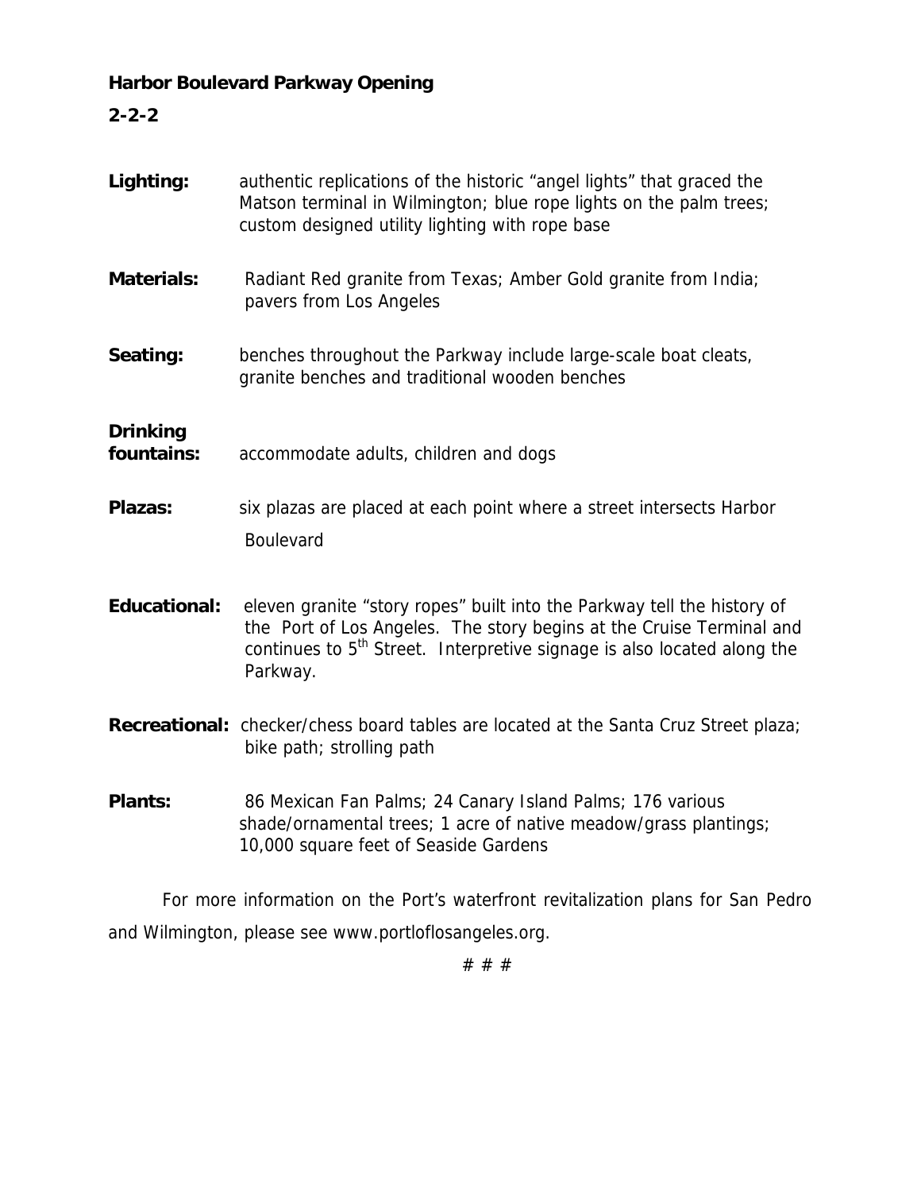**Harbor Boulevard Parkway Opening**

**2-2-2**

**Lighting:** authentic replications of the historic "angel lights" that graced the Matson terminal in Wilmington; blue rope lights on the palm trees; custom designed utility lighting with rope base

**Materials:** Radiant Red granite from Texas; Amber Gold granite from India; pavers from Los Angeles

**Seating:** benches throughout the Parkway include large-scale boat cleats, granite benches and traditional wooden benches

**Drinking fountains:** accommodate adults, children and dogs

**Plazas:** six plazas are placed at each point where a street intersects Harbor Boulevard

**Educational:** eleven granite "story ropes" built into the Parkway tell the history of the Port of Los Angeles. The story begins at the Cruise Terminal and continues to 5th Street. Interpretive signage is also located along the Parkway.

**Recreational:** checker/chess board tables are located at the Santa Cruz Street plaza; bike path; strolling path

**Plants:** 86 Mexican Fan Palms; 24 Canary Island Palms; 176 various shade/ornamental trees; 1 acre of native meadow/grass plantings; 10,000 square feet of Seaside Gardens

For more information on the Port's waterfront revitalization plans for San Pedro and Wilmington, please see www.portloflosangeles.org.

# # #